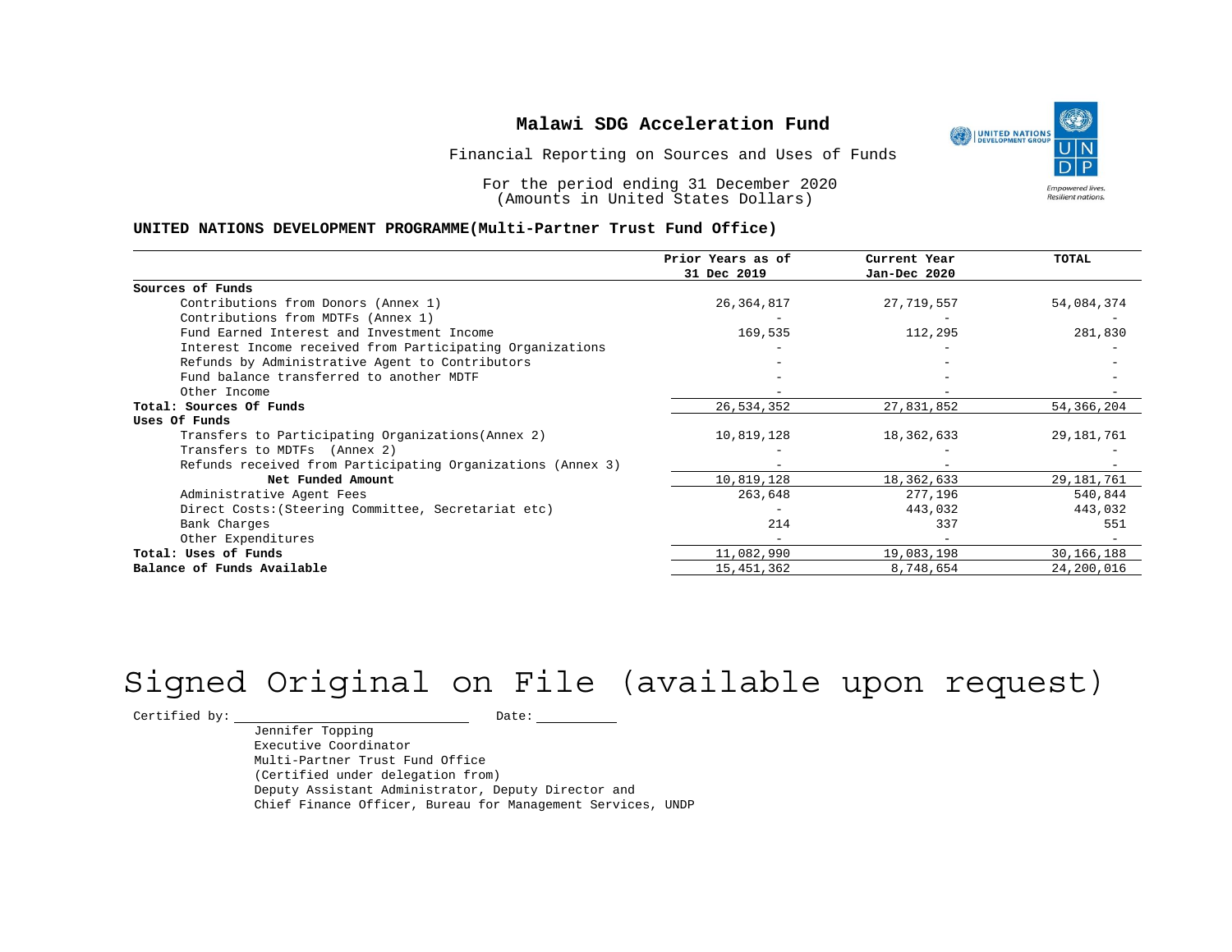# Malawi SDG Acceleration Fund

Financial Reporting on Sources and Uses of Funds

For the period ending 31 December 2020
(Amounts in United States Dollars)

**UNITED NATIONS DEVELOPMENT PROGRAMME(Multi-Partner Trust Fund Office)**

| | Prior Years as of 31 Dec 2019 | Current Year Jan-Dec 2020 | TOTAL |
|---|---|---|---|
| **Sources of Funds** | | | |
| Contributions from Donors (Annex 1) | 26,364,817 | 27,719,557 | 54,084,374 |
| Contributions from MDTFs (Annex 1) | - | - | - |
| Fund Earned Interest and Investment Income | 169,535 | 112,295 | 281,830 |
| Interest Income received from Participating Organizations | - | - | - |
| Refunds by Administrative Agent to Contributors | - | - | - |
| Fund balance transferred to another MDTF | - | - | - |
| Other Income | - | - | - |
| **Total: Sources Of Funds** | 26,534,352 | 27,831,852 | 54,366,204 |
| **Uses Of Funds** | | | |
| Transfers to Participating Organizations(Annex 2) | 10,819,128 | 18,362,633 | 29,181,761 |
| Transfers to MDTFs (Annex 2) | - | - | - |
| Refunds received from Participating Organizations (Annex 3) | - | - | - |
| **Net Funded Amount** | 10,819,128 | 18,362,633 | 29,181,761 |
| Administrative Agent Fees | 263,648 | 277,196 | 540,844 |
| Direct Costs:(Steering Committee, Secretariat etc) | - | 443,032 | 443,032 |
| Bank Charges | 214 | 337 | 551 |
| Other Expenditures | - | - | - |
| **Total: Uses of Funds** | 11,082,990 | 19,083,198 | 30,166,188 |
| **Balance of Funds Available** | 15,451,362 | 8,748,654 | 24,200,016 |

Signed Original on File (available upon request)

Certified by: ______________________ Date: __________

Jennifer Topping
Executive Coordinator
Multi-Partner Trust Fund Office
(Certified under delegation from)
Deputy Assistant Administrator, Deputy Director and
Chief Finance Officer, Bureau for Management Services, UNDP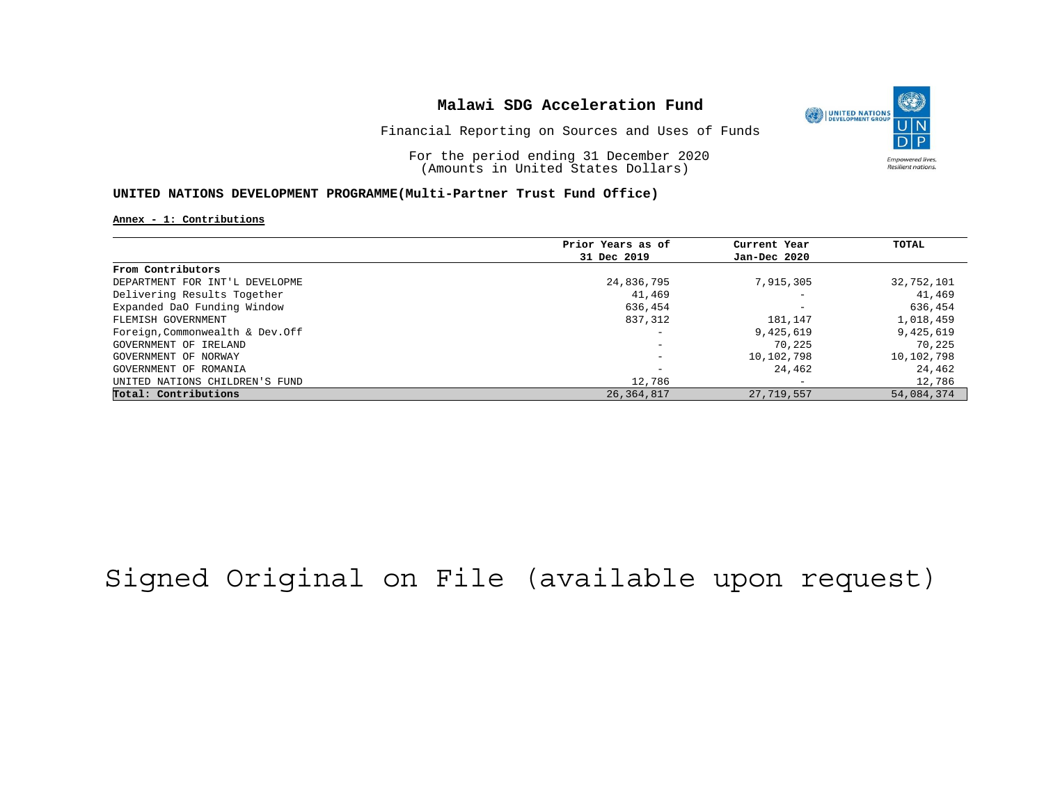# Malawi SDG Acceleration Fund

Financial Reporting on Sources and Uses of Funds

For the period ending 31 December 2020
(Amounts in United States Dollars)

**UNITED NATIONS DEVELOPMENT PROGRAMME(Multi-Partner Trust Fund Office)**

**Annex - 1: Contributions**

| | Prior Years as of 31 Dec 2019 | Current Year Jan-Dec 2020 | TOTAL |
|---|---|---|---|
| **From Contributors** | | | |
| DEPARTMENT FOR INT'L DEVELOPME | 24,836,795 | 7,915,305 | 32,752,101 |
| Delivering Results Together | 41,469 | - | 41,469 |
| Expanded DaO Funding Window | 636,454 | - | 636,454 |
| FLEMISH GOVERNMENT | 837,312 | 181,147 | 1,018,459 |
| Foreign,Commonwealth & Dev.Off | - | 9,425,619 | 9,425,619 |
| GOVERNMENT OF IRELAND | - | 70,225 | 70,225 |
| GOVERNMENT OF NORWAY | - | 10,102,798 | 10,102,798 |
| GOVERNMENT OF ROMANIA | - | 24,462 | 24,462 |
| UNITED NATIONS CHILDREN'S FUND | 12,786 | - | 12,786 |
| **Total: Contributions** | 26,364,817 | 27,719,557 | 54,084,374 |

Signed Original on File (available upon request)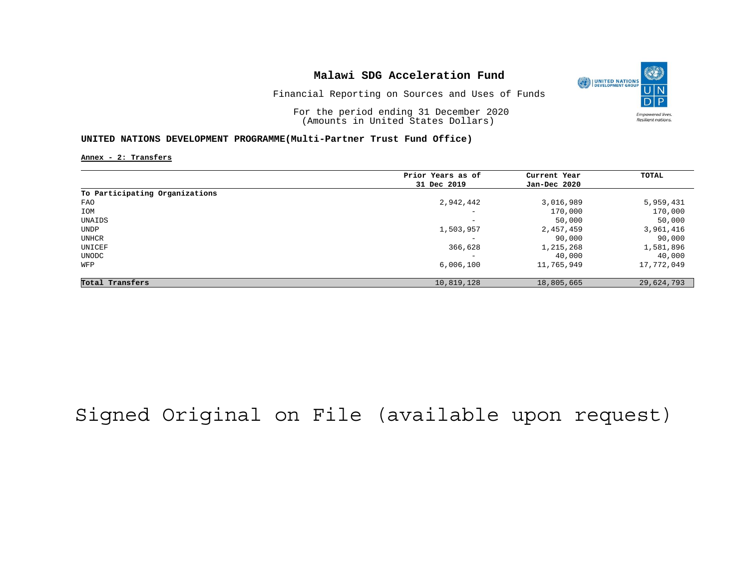# Malawi SDG Acceleration Fund

Financial Reporting on Sources and Uses of Funds

For the period ending 31 December 2020
(Amounts in United States Dollars)

## UNITED NATIONS DEVELOPMENT PROGRAMME(Multi-Partner Trust Fund Office)

**Annex - 2: Transfers**

| | Prior Years as of 31 Dec 2019 | Current Year Jan-Dec 2020 | TOTAL |
|---|---|---|---|
| **To Participating Organizations** | | | |
| FAO | 2,942,442 | 3,016,989 | 5,959,431 |
| IOM | - | 170,000 | 170,000 |
| UNAIDS | - | 50,000 | 50,000 |
| UNDP | 1,503,957 | 2,457,459 | 3,961,416 |
| UNHCR | - | 90,000 | 90,000 |
| UNICEF | 366,628 | 1,215,268 | 1,581,896 |
| UNODC | - | 40,000 | 40,000 |
| WFP | 6,006,100 | 11,765,949 | 17,772,049 |
| **Total Transfers** | 10,819,128 | 18,805,665 | 29,624,793 |

Signed Original on File (available upon request)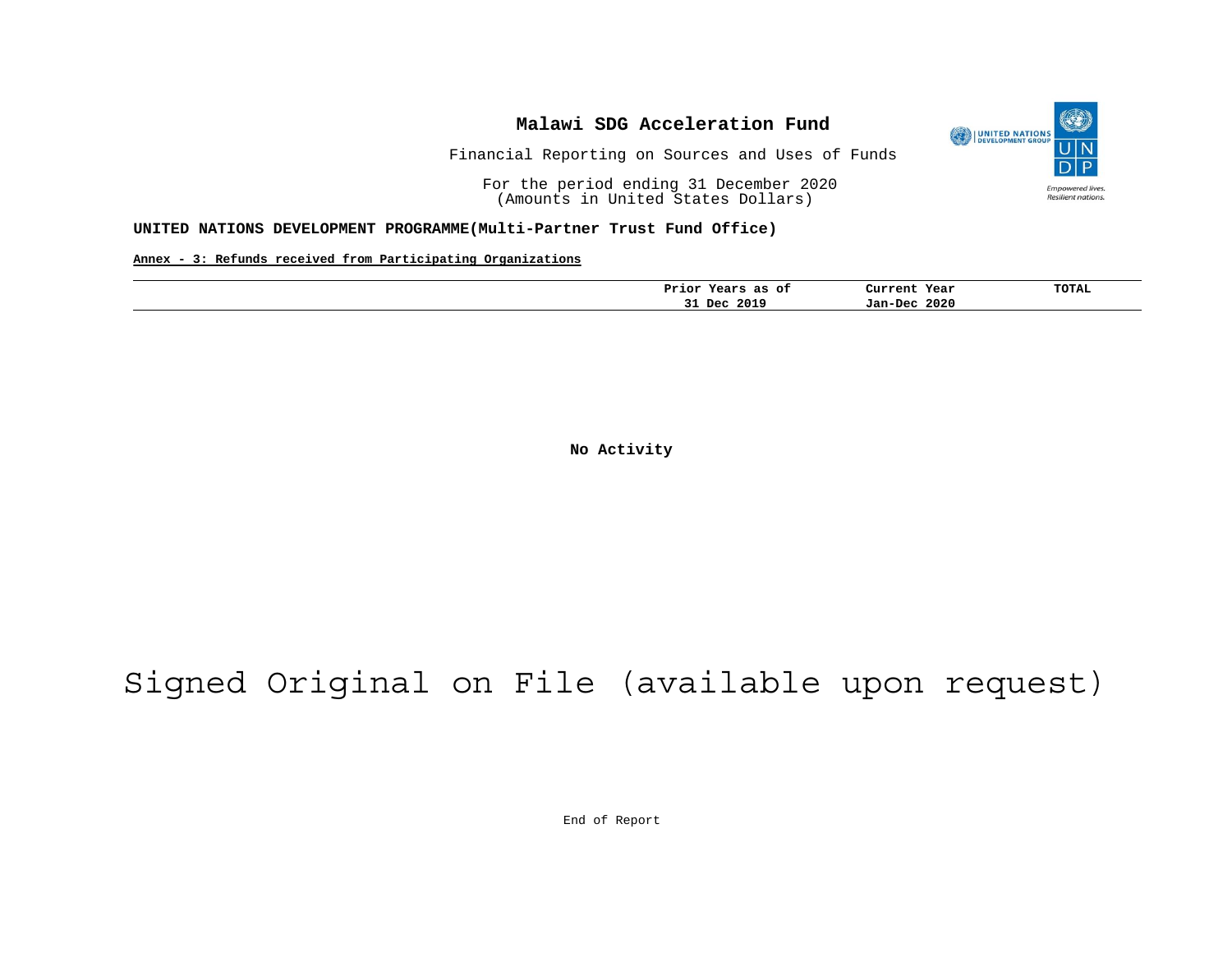# Malawi SDG Acceleration Fund

Financial Reporting on Sources and Uses of Funds

For the period ending 31 December 2020
(Amounts in United States Dollars)

**UNITED NATIONS DEVELOPMENT PROGRAMME(Multi-Partner Trust Fund Office)**

**Annex - 3: Refunds received from Participating Organizations**

| | Prior Years as of 31 Dec 2019 | Current Year Jan-Dec 2020 | TOTAL |
|---|---|---|---|

**No Activity**

Signed Original on File (available upon request)

End of Report